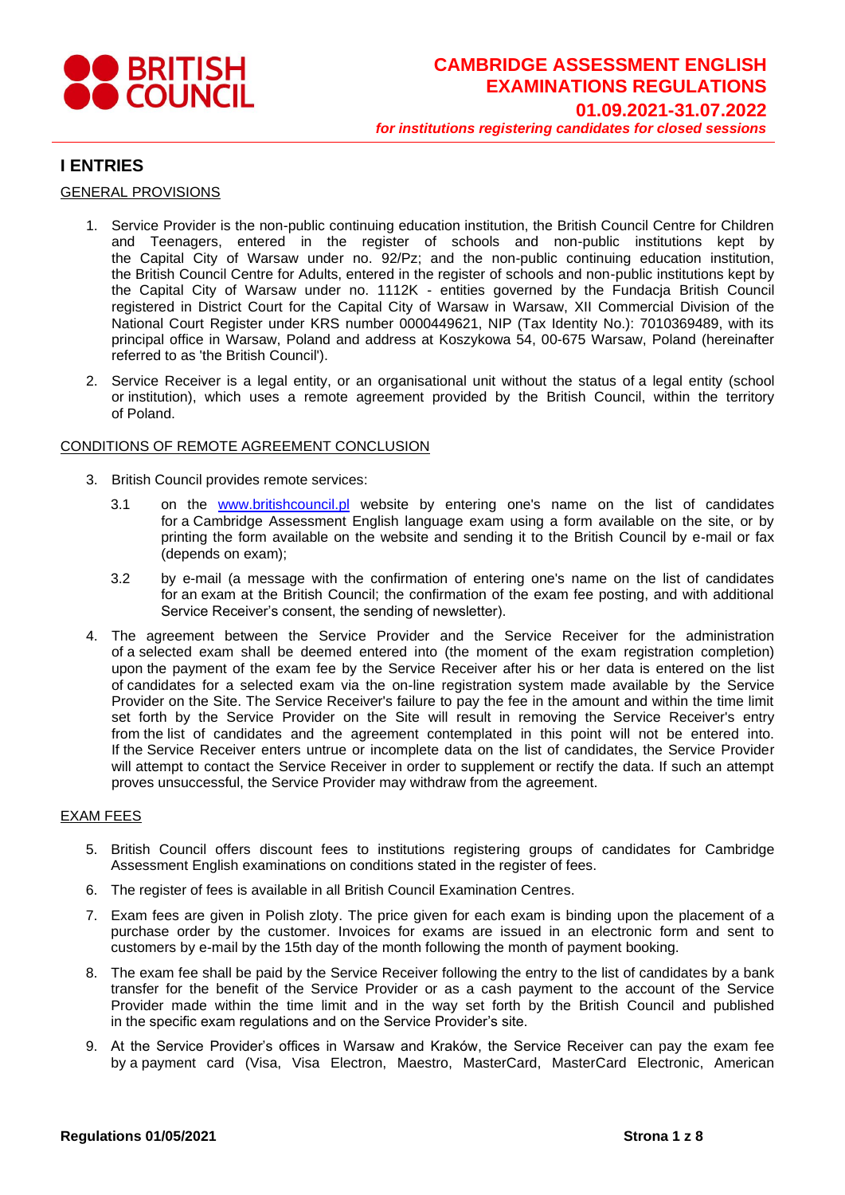**BRITISH COUNCIL**

# CAMBRIDGE ASSESSMENT ENGLISH EXAMINATIONS REGULATIONS
## 01.09.2021-31.07.2022
***for institutions registering candidates for closed sessions***

## I ENTRIES

GENERAL PROVISIONS

1. Service Provider is the non-public continuing education institution, the British Council Centre for Children and Teenagers, entered in the register of schools and non-public institutions kept by the Capital City of Warsaw under no. 92/Pz; and the non-public continuing education institution, the British Council Centre for Adults, entered in the register of schools and non-public institutions kept by the Capital City of Warsaw under no. 1112K - entities governed by the Fundacja British Council registered in District Court for the Capital City of Warsaw in Warsaw, XII Commercial Division of the National Court Register under KRS number 0000449621, NIP (Tax Identity No.): 7010369489, with its principal office in Warsaw, Poland and address at Koszykowa 54, 00-675 Warsaw, Poland (hereinafter referred to as 'the British Council').

2. Service Receiver is a legal entity, or an organisational unit without the status of a legal entity (school or institution), which uses a remote agreement provided by the British Council, within the territory of Poland.

CONDITIONS OF REMOTE AGREEMENT CONCLUSION

3. British Council provides remote services:

   3.1 on the www.britishcouncil.pl website by entering one's name on the list of candidates for a Cambridge Assessment English language exam using a form available on the site, or by printing the form available on the website and sending it to the British Council by e-mail or fax (depends on exam);

   3.2 by e-mail (a message with the confirmation of entering one's name on the list of candidates for an exam at the British Council; the confirmation of the exam fee posting, and with additional Service Receiver's consent, the sending of newsletter).

4. The agreement between the Service Provider and the Service Receiver for the administration of a selected exam shall be deemed entered into (the moment of the exam registration completion) upon the payment of the exam fee by the Service Receiver after his or her data is entered on the list of candidates for a selected exam via the on-line registration system made available by the Service Provider on the Site. The Service Receiver's failure to pay the fee in the amount and within the time limit set forth by the Service Provider on the Site will result in removing the Service Receiver's entry from the list of candidates and the agreement contemplated in this point will not be entered into. If the Service Receiver enters untrue or incomplete data on the list of candidates, the Service Provider will attempt to contact the Service Receiver in order to supplement or rectify the data. If such an attempt proves unsuccessful, the Service Provider may withdraw from the agreement.

EXAM FEES

5. British Council offers discount fees to institutions registering groups of candidates for Cambridge Assessment English examinations on conditions stated in the register of fees.

6. The register of fees is available in all British Council Examination Centres.

7. Exam fees are given in Polish zloty. The price given for each exam is binding upon the placement of a purchase order by the customer. Invoices for exams are issued in an electronic form and sent to customers by e-mail by the 15th day of the month following the month of payment booking.

8. The exam fee shall be paid by the Service Receiver following the entry to the list of candidates by a bank transfer for the benefit of the Service Provider or as a cash payment to the account of the Service Provider made within the time limit and in the way set forth by the British Council and published in the specific exam regulations and on the Service Provider's site.

9. At the Service Provider's offices in Warsaw and Kraków, the Service Receiver can pay the exam fee by a payment card (Visa, Visa Electron, Maestro, MasterCard, MasterCard Electronic, American

Regulations 01/05/2021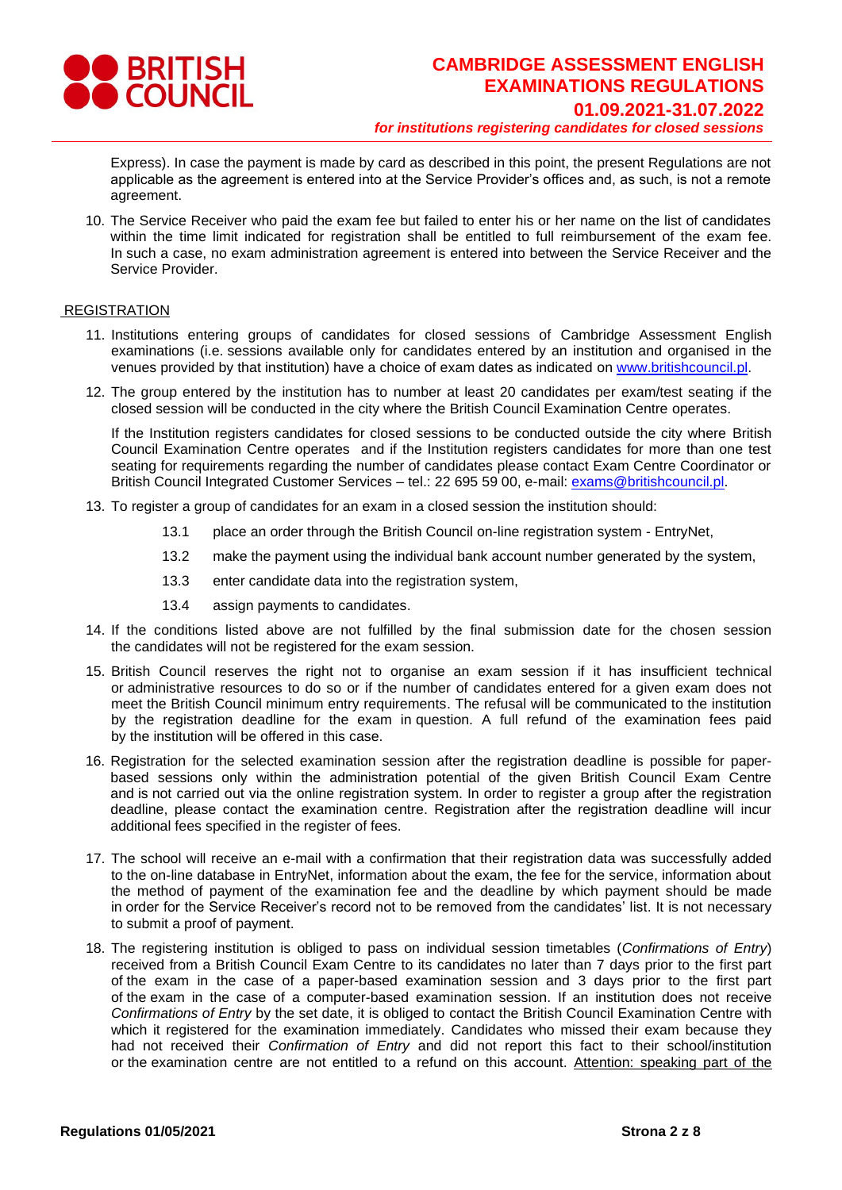Express). In case the payment is made by card as described in this point, the present Regulations are not applicable as the agreement is entered into at the Service Provider's offices and, as such, is not a remote agreement.

10. The Service Receiver who paid the exam fee but failed to enter his or her name on the list of candidates within the time limit indicated for registration shall be entitled to full reimbursement of the exam fee. In such a case, no exam administration agreement is entered into between the Service Receiver and the Service Provider.

## REGISTRATION

11. Institutions entering groups of candidates for closed sessions of Cambridge Assessment English examinations (i.e. sessions available only for candidates entered by an institution and organised in the venues provided by that institution) have a choice of exam dates as indicated on www.britishcouncil.pl.

12. The group entered by the institution has to number at least 20 candidates per exam/test seating if the closed session will be conducted in the city where the British Council Examination Centre operates.

    If the Institution registers candidates for closed sessions to be conducted outside the city where British Council Examination Centre operates and if the Institution registers candidates for more than one test seating for requirements regarding the number of candidates please contact Exam Centre Coordinator or British Council Integrated Customer Services – tel.: 22 695 59 00, e-mail: exams@britishcouncil.pl.

13. To register a group of candidates for an exam in a closed session the institution should:

    13.1 place an order through the British Council on-line registration system - EntryNet,

    13.2 make the payment using the individual bank account number generated by the system,

    13.3 enter candidate data into the registration system,

    13.4 assign payments to candidates.

14. If the conditions listed above are not fulfilled by the final submission date for the chosen session the candidates will not be registered for the exam session.

15. British Council reserves the right not to organise an exam session if it has insufficient technical or administrative resources to do so or if the number of candidates entered for a given exam does not meet the British Council minimum entry requirements. The refusal will be communicated to the institution by the registration deadline for the exam in question. A full refund of the examination fees paid by the institution will be offered in this case.

16. Registration for the selected examination session after the registration deadline is possible for paper-based sessions only within the administration potential of the given British Council Exam Centre and is not carried out via the online registration system. In order to register a group after the registration deadline, please contact the examination centre. Registration after the registration deadline will incur additional fees specified in the register of fees.

17. The school will receive an e-mail with a confirmation that their registration data was successfully added to the on-line database in EntryNet, information about the exam, the fee for the service, information about the method of payment of the examination fee and the deadline by which payment should be made in order for the Service Receiver's record not to be removed from the candidates' list. It is not necessary to submit a proof of payment.

18. The registering institution is obliged to pass on individual session timetables (*Confirmations of Entry*) received from a British Council Exam Centre to its candidates no later than 7 days prior to the first part of the exam in the case of a paper-based examination session and 3 days prior to the first part of the exam in the case of a computer-based examination session. If an institution does not receive *Confirmations of Entry* by the set date, it is obliged to contact the British Council Examination Centre with which it registered for the examination immediately. Candidates who missed their exam because they had not received their *Confirmation of Entry* and did not report this fact to their school/institution or the examination centre are not entitled to a refund on this account. Attention: speaking part of the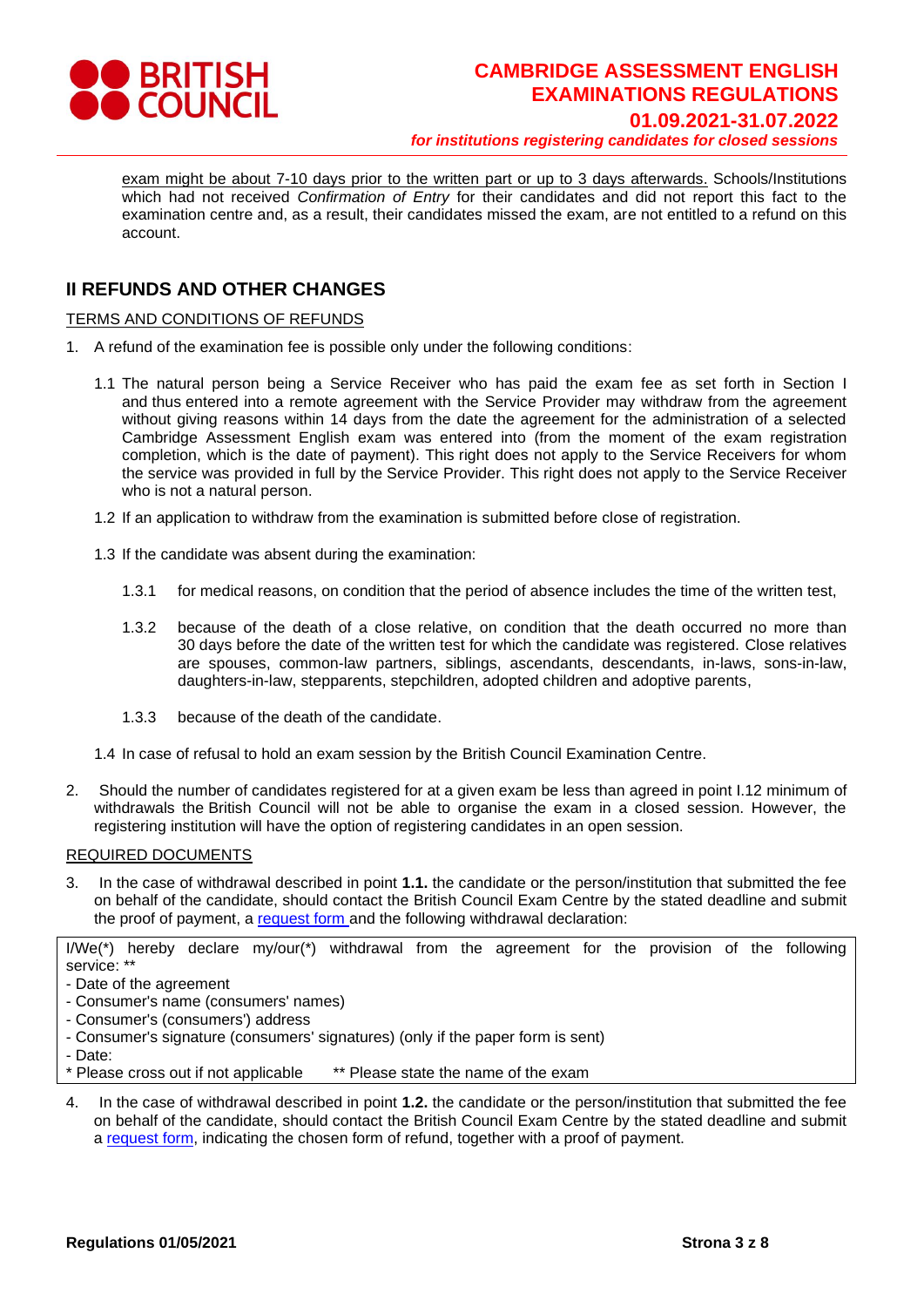exam might be about 7-10 days prior to the written part or up to 3 days afterwards. Schools/Institutions which had not received *Confirmation of Entry* for their candidates and did not report this fact to the examination centre and, as a result, their candidates missed the exam, are not entitled to a refund on this account.

## II REFUNDS AND OTHER CHANGES

TERMS AND CONDITIONS OF REFUNDS

1. A refund of the examination fee is possible only under the following conditions:

   1.1 The natural person being a Service Receiver who has paid the exam fee as set forth in Section I and thus entered into a remote agreement with the Service Provider may withdraw from the agreement without giving reasons within 14 days from the date the agreement for the administration of a selected Cambridge Assessment English exam was entered into (from the moment of the exam registration completion, which is the date of payment). This right does not apply to the Service Receivers for whom the service was provided in full by the Service Provider. This right does not apply to the Service Receiver who is not a natural person.

   1.2 If an application to withdraw from the examination is submitted before close of registration.

   1.3 If the candidate was absent during the examination:

      1.3.1 for medical reasons, on condition that the period of absence includes the time of the written test,

      1.3.2 because of the death of a close relative, on condition that the death occurred no more than 30 days before the date of the written test for which the candidate was registered. Close relatives are spouses, common-law partners, siblings, ascendants, descendants, in-laws, sons-in-law, daughters-in-law, stepparents, stepchildren, adopted children and adoptive parents,

      1.3.3 because of the death of the candidate.

   1.4 In case of refusal to hold an exam session by the British Council Examination Centre.

2. Should the number of candidates registered for at a given exam be less than agreed in point I.12 minimum of withdrawals the British Council will not be able to organise the exam in a closed session. However, the registering institution will have the option of registering candidates in an open session.

REQUIRED DOCUMENTS

3. In the case of withdrawal described in point **1.1.** the candidate or the person/institution that submitted the fee on behalf of the candidate, should contact the British Council Exam Centre by the stated deadline and submit the proof of payment, a request form and the following withdrawal declaration:

| I/We(*) hereby declare my/our(*) withdrawal from the agreement for the provision of the following service: ** |
|---|
| - Date of the agreement<br>- Consumer's name (consumers' names)<br>- Consumer's (consumers') address<br>- Consumer's signature (consumers' signatures) (only if the paper form is sent)<br>- Date:<br>* Please cross out if not applicable ** Please state the name of the exam |

4. In the case of withdrawal described in point **1.2.** the candidate or the person/institution that submitted the fee on behalf of the candidate, should contact the British Council Exam Centre by the stated deadline and submit a request form, indicating the chosen form of refund, together with a proof of payment.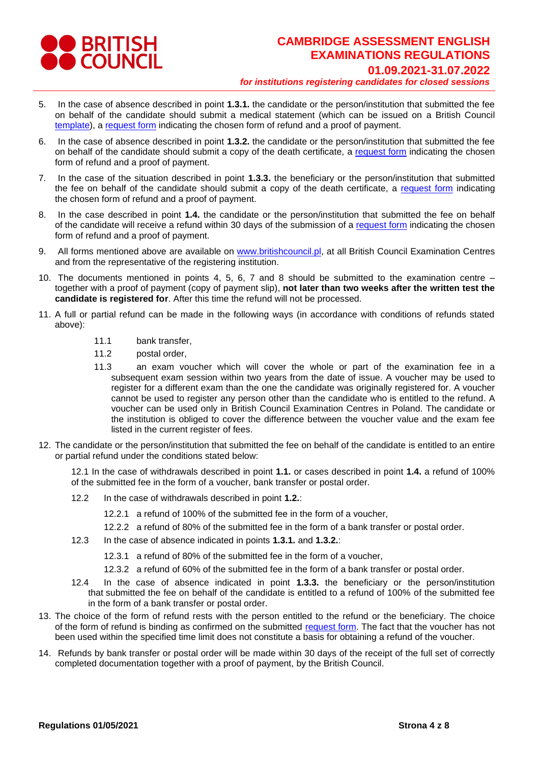5. In the case of absence described in point **1.3.1.** the candidate or the person/institution that submitted the fee on behalf of the candidate should submit a medical statement (which can be issued on a British Council template), a request form indicating the chosen form of refund and a proof of payment.

6. In the case of absence described in point **1.3.2.** the candidate or the person/institution that submitted the fee on behalf of the candidate should submit a copy of the death certificate, a request form indicating the chosen form of refund and a proof of payment.

7. In the case of the situation described in point **1.3.3.** the beneficiary or the person/institution that submitted the fee on behalf of the candidate should submit a copy of the death certificate, a request form indicating the chosen form of refund and a proof of payment.

8. In the case described in point **1.4.** the candidate or the person/institution that submitted the fee on behalf of the candidate will receive a refund within 30 days of the submission of a request form indicating the chosen form of refund and a proof of payment.

9. All forms mentioned above are available on www.britishcouncil.pl, at all British Council Examination Centres and from the representative of the registering institution.

10. The documents mentioned in points 4, 5, 6, 7 and 8 should be submitted to the examination centre – together with a proof of payment (copy of payment slip), **not later than two weeks after the written test the candidate is registered for**. After this time the refund will not be processed.

11. A full or partial refund can be made in the following ways (in accordance with conditions of refunds stated above):
    - 11.1 bank transfer,
    - 11.2 postal order,
    - 11.3 an exam voucher which will cover the whole or part of the examination fee in a subsequent exam session within two years from the date of issue. A voucher may be used to register for a different exam than the one the candidate was originally registered for. A voucher cannot be used to register any person other than the candidate who is entitled to the refund. A voucher can be used only in British Council Examination Centres in Poland. The candidate or the institution is obliged to cover the difference between the voucher value and the exam fee listed in the current register of fees.

12. The candidate or the person/institution that submitted the fee on behalf of the candidate is entitled to an entire or partial refund under the conditions stated below:

    12.1 In the case of withdrawals described in point **1.1.** or cases described in point **1.4.** a refund of 100% of the submitted fee in the form of a voucher, bank transfer or postal order.

    12.2 In the case of withdrawals described in point **1.2.**:
    - 12.2.1 a refund of 100% of the submitted fee in the form of a voucher,
    - 12.2.2 a refund of 80% of the submitted fee in the form of a bank transfer or postal order.

    12.3 In the case of absence indicated in points **1.3.1.** and **1.3.2.**:
    - 12.3.1 a refund of 80% of the submitted fee in the form of a voucher,
    - 12.3.2 a refund of 60% of the submitted fee in the form of a bank transfer or postal order.

    12.4 In the case of absence indicated in point **1.3.3.** the beneficiary or the person/institution that submitted the fee on behalf of the candidate is entitled to a refund of 100% of the submitted fee in the form of a bank transfer or postal order.

13. The choice of the form of refund rests with the person entitled to the refund or the beneficiary. The choice of the form of refund is binding as confirmed on the submitted request form. The fact that the voucher has not been used within the specified time limit does not constitute a basis for obtaining a refund of the voucher.

14. Refunds by bank transfer or postal order will be made within 30 days of the receipt of the full set of correctly completed documentation together with a proof of payment, by the British Council.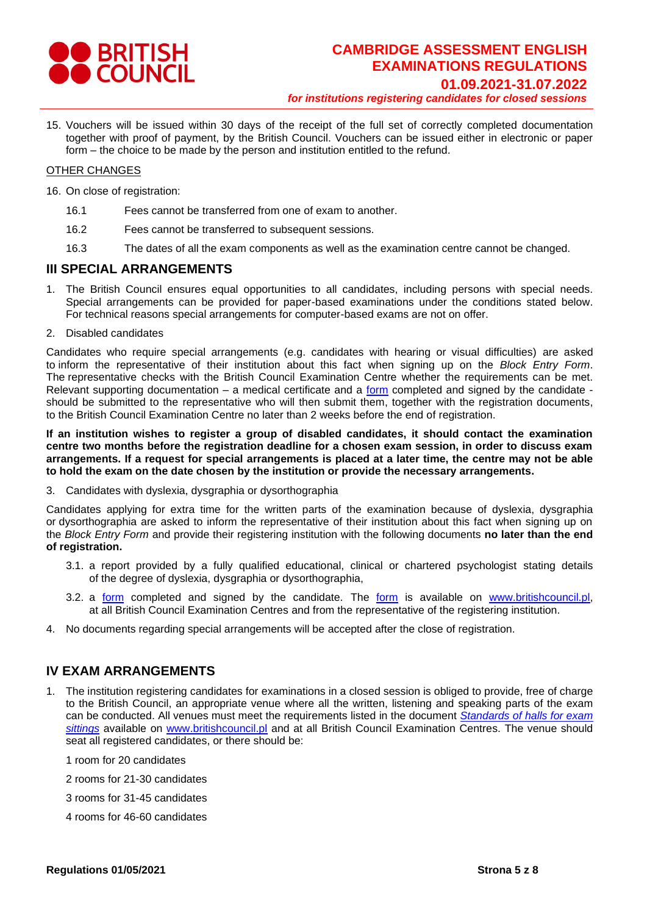15. Vouchers will be issued within 30 days of the receipt of the full set of correctly completed documentation together with proof of payment, by the British Council. Vouchers can be issued either in electronic or paper form – the choice to be made by the person and institution entitled to the refund.

OTHER CHANGES

16. On close of registration:

    16.1 Fees cannot be transferred from one of exam to another.

    16.2 Fees cannot be transferred to subsequent sessions.

    16.3 The dates of all the exam components as well as the examination centre cannot be changed.

## III SPECIAL ARRANGEMENTS

1. The British Council ensures equal opportunities to all candidates, including persons with special needs. Special arrangements can be provided for paper-based examinations under the conditions stated below. For technical reasons special arrangements for computer-based exams are not on offer.
2. Disabled candidates

Candidates who require special arrangements (e.g. candidates with hearing or visual difficulties) are asked to inform the representative of their institution about this fact when signing up on the *Block Entry Form*. The representative checks with the British Council Examination Centre whether the requirements can be met. Relevant supporting documentation – a medical certificate and a form completed and signed by the candidate - should be submitted to the representative who will then submit them, together with the registration documents, to the British Council Examination Centre no later than 2 weeks before the end of registration.

**If an institution wishes to register a group of disabled candidates, it should contact the examination centre two months before the registration deadline for a chosen exam session, in order to discuss exam arrangements. If a request for special arrangements is placed at a later time, the centre may not be able to hold the exam on the date chosen by the institution or provide the necessary arrangements.**

3. Candidates with dyslexia, dysgraphia or dysorthographia

Candidates applying for extra time for the written parts of the examination because of dyslexia, dysgraphia or dysorthographia are asked to inform the representative of their institution about this fact when signing up on the *Block Entry Form* and provide their registering institution with the following documents **no later than the end of registration.**

   3.1. a report provided by a fully qualified educational, clinical or chartered psychologist stating details of the degree of dyslexia, dysgraphia or dysorthographia,

   3.2. a form completed and signed by the candidate. The form is available on www.britishcouncil.pl, at all British Council Examination Centres and from the representative of the registering institution.

4. No documents regarding special arrangements will be accepted after the close of registration.

## IV EXAM ARRANGEMENTS

1. The institution registering candidates for examinations in a closed session is obliged to provide, free of charge to the British Council, an appropriate venue where all the written, listening and speaking parts of the exam can be conducted. All venues must meet the requirements listed in the document *Standards of halls for exam sittings* available on www.britishcouncil.pl and at all British Council Examination Centres. The venue should seat all registered candidates, or there should be:

   1 room for 20 candidates

   2 rooms for 21-30 candidates

   3 rooms for 31-45 candidates

   4 rooms for 46-60 candidates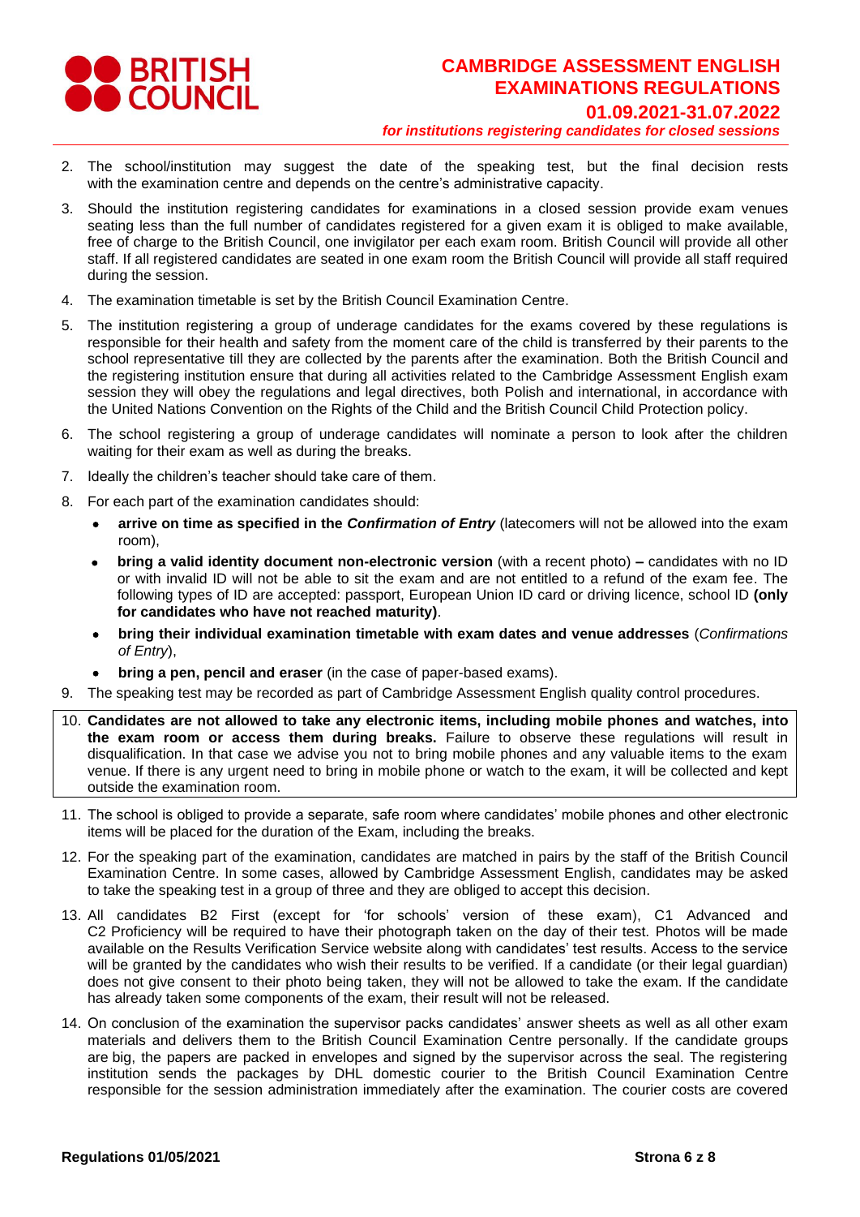2. The school/institution may suggest the date of the speaking test, but the final decision rests with the examination centre and depends on the centre's administrative capacity.

3. Should the institution registering candidates for examinations in a closed session provide exam venues seating less than the full number of candidates registered for a given exam it is obliged to make available, free of charge to the British Council, one invigilator per each exam room. British Council will provide all other staff. If all registered candidates are seated in one exam room the British Council will provide all staff required during the session.

4. The examination timetable is set by the British Council Examination Centre.

5. The institution registering a group of underage candidates for the exams covered by these regulations is responsible for their health and safety from the moment care of the child is transferred by their parents to the school representative till they are collected by the parents after the examination. Both the British Council and the registering institution ensure that during all activities related to the Cambridge Assessment English exam session they will obey the regulations and legal directives, both Polish and international, in accordance with the United Nations Convention on the Rights of the Child and the British Council Child Protection policy.

6. The school registering a group of underage candidates will nominate a person to look after the children waiting for their exam as well as during the breaks.

7. Ideally the children's teacher should take care of them.

8. For each part of the examination candidates should:
   - **arrive on time as specified in the *Confirmation of Entry*** (latecomers will not be allowed into the exam room),
   - **bring a valid identity document non-electronic version** (with a recent photo) **–** candidates with no ID or with invalid ID will not be able to sit the exam and are not entitled to a refund of the exam fee. The following types of ID are accepted: passport, European Union ID card or driving licence, school ID **(only for candidates who have not reached maturity)**.
   - **bring their individual examination timetable with exam dates and venue addresses** (*Confirmations of Entry*),
   - **bring a pen, pencil and eraser** (in the case of paper-based exams).

9. The speaking test may be recorded as part of Cambridge Assessment English quality control procedures.

10. **Candidates are not allowed to take any electronic items, including mobile phones and watches, into the exam room or access them during breaks.** Failure to observe these regulations will result in disqualification. In that case we advise you not to bring mobile phones and any valuable items to the exam venue. If there is any urgent need to bring in mobile phone or watch to the exam, it will be collected and kept outside the examination room.

11. The school is obliged to provide a separate, safe room where candidates' mobile phones and other electronic items will be placed for the duration of the Exam, including the breaks.

12. For the speaking part of the examination, candidates are matched in pairs by the staff of the British Council Examination Centre. In some cases, allowed by Cambridge Assessment English, candidates may be asked to take the speaking test in a group of three and they are obliged to accept this decision.

13. All candidates B2 First (except for 'for schools' version of these exam), C1 Advanced and C2 Proficiency will be required to have their photograph taken on the day of their test. Photos will be made available on the Results Verification Service website along with candidates' test results. Access to the service will be granted by the candidates who wish their results to be verified. If a candidate (or their legal guardian) does not give consent to their photo being taken, they will not be allowed to take the exam. If the candidate has already taken some components of the exam, their result will not be released.

14. On conclusion of the examination the supervisor packs candidates' answer sheets as well as all other exam materials and delivers them to the British Council Examination Centre personally. If the candidate groups are big, the papers are packed in envelopes and signed by the supervisor across the seal. The registering institution sends the packages by DHL domestic courier to the British Council Examination Centre responsible for the session administration immediately after the examination. The courier costs are covered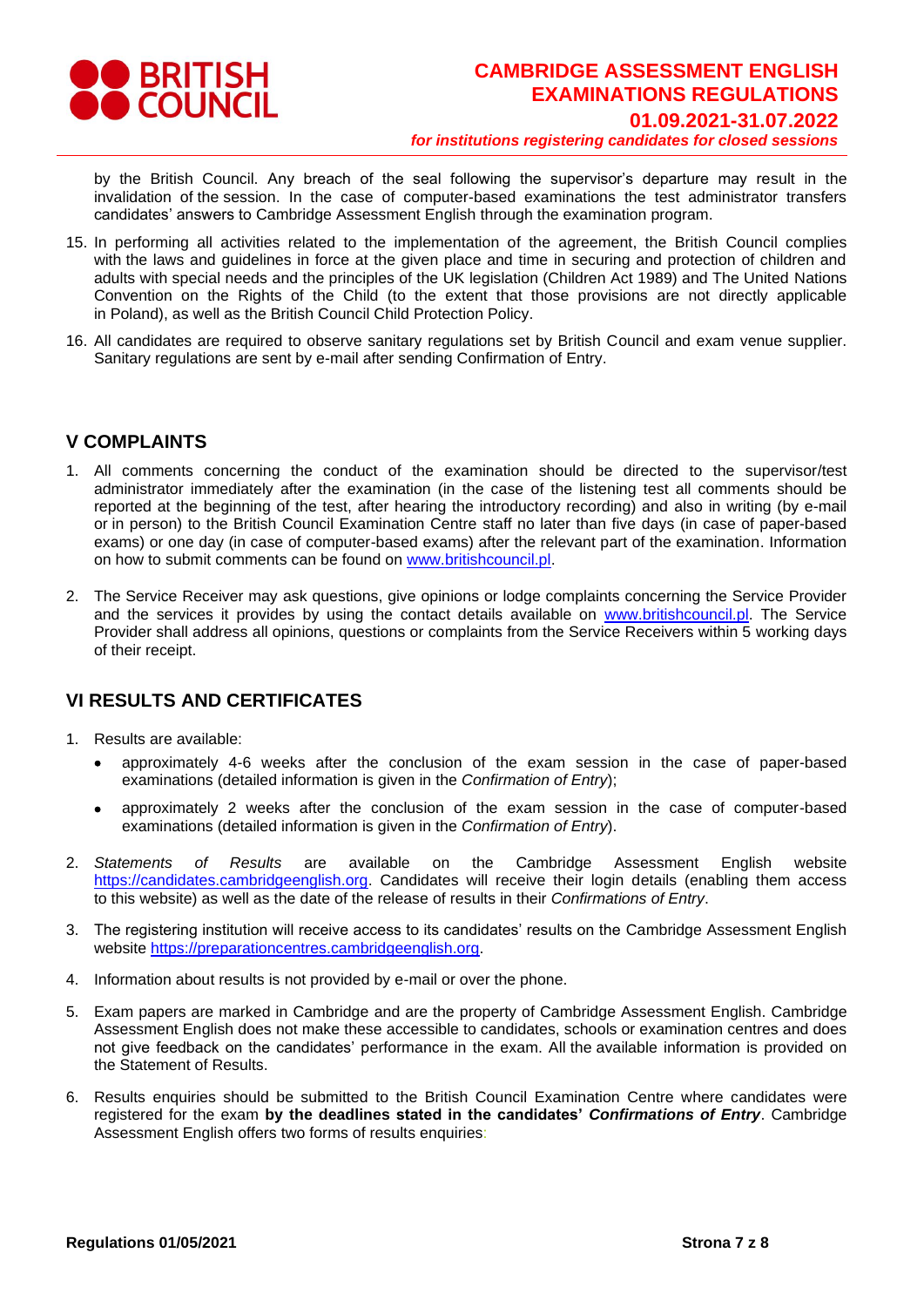by the British Council. Any breach of the seal following the supervisor's departure may result in the invalidation of the session. In the case of computer-based examinations the test administrator transfers candidates' answers to Cambridge Assessment English through the examination program.

15. In performing all activities related to the implementation of the agreement, the British Council complies with the laws and guidelines in force at the given place and time in securing and protection of children and adults with special needs and the principles of the UK legislation (Children Act 1989) and The United Nations Convention on the Rights of the Child (to the extent that those provisions are not directly applicable in Poland), as well as the British Council Child Protection Policy.
16. All candidates are required to observe sanitary regulations set by British Council and exam venue supplier. Sanitary regulations are sent by e-mail after sending Confirmation of Entry.

## V COMPLAINTS

1. All comments concerning the conduct of the examination should be directed to the supervisor/test administrator immediately after the examination (in the case of the listening test all comments should be reported at the beginning of the test, after hearing the introductory recording) and also in writing (by e-mail or in person) to the British Council Examination Centre staff no later than five days (in case of paper-based exams) or one day (in case of computer-based exams) after the relevant part of the examination. Information on how to submit comments can be found on www.britishcouncil.pl.
2. The Service Receiver may ask questions, give opinions or lodge complaints concerning the Service Provider and the services it provides by using the contact details available on www.britishcouncil.pl. The Service Provider shall address all opinions, questions or complaints from the Service Receivers within 5 working days of their receipt.

## VI RESULTS AND CERTIFICATES

1. Results are available:
   - approximately 4-6 weeks after the conclusion of the exam session in the case of paper-based examinations (detailed information is given in the *Confirmation of Entry*);
   - approximately 2 weeks after the conclusion of the exam session in the case of computer-based examinations (detailed information is given in the *Confirmation of Entry*).
2. *Statements of Results* are available on the Cambridge Assessment English website https://candidates.cambridgeenglish.org. Candidates will receive their login details (enabling them access to this website) as well as the date of the release of results in their *Confirmations of Entry*.
3. The registering institution will receive access to its candidates' results on the Cambridge Assessment English website https://preparationcentres.cambridgeenglish.org.
4. Information about results is not provided by e-mail or over the phone.
5. Exam papers are marked in Cambridge and are the property of Cambridge Assessment English. Cambridge Assessment English does not make these accessible to candidates, schools or examination centres and does not give feedback on the candidates' performance in the exam. All the available information is provided on the Statement of Results.
6. Results enquiries should be submitted to the British Council Examination Centre where candidates were registered for the exam **by the deadlines stated in the candidates' *Confirmations of Entry***. Cambridge Assessment English offers two forms of results enquiries: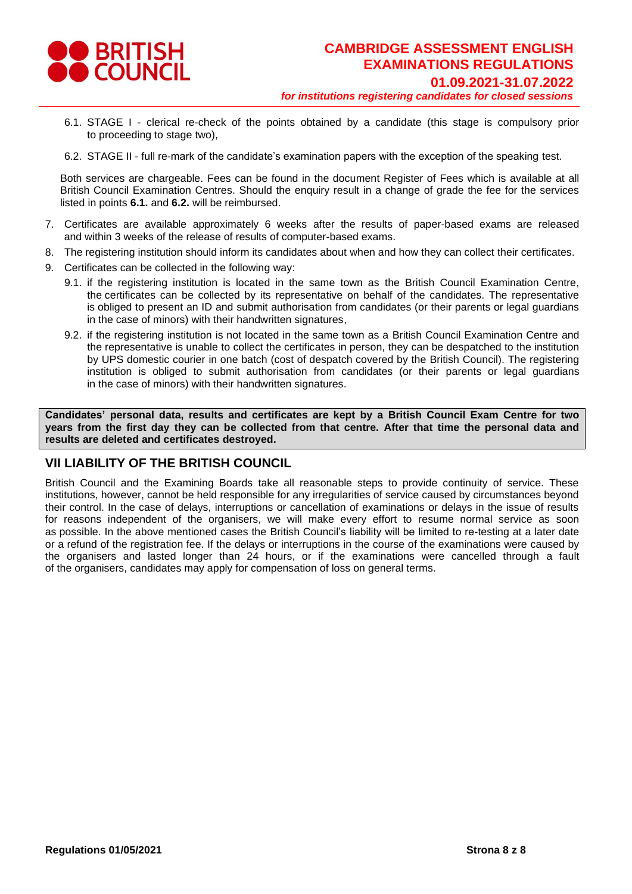6.1. STAGE I - clerical re-check of the points obtained by a candidate (this stage is compulsory prior to proceeding to stage two),

6.2. STAGE II - full re-mark of the candidate's examination papers with the exception of the speaking test.

Both services are chargeable. Fees can be found in the document Register of Fees which is available at all British Council Examination Centres. Should the enquiry result in a change of grade the fee for the services listed in points **6.1.** and **6.2.** will be reimbursed.

7. Certificates are available approximately 6 weeks after the results of paper-based exams are released and within 3 weeks of the release of results of computer-based exams.
8. The registering institution should inform its candidates about when and how they can collect their certificates.
9. Certificates can be collected in the following way:
   9.1. if the registering institution is located in the same town as the British Council Examination Centre, the certificates can be collected by its representative on behalf of the candidates. The representative is obliged to present an ID and submit authorisation from candidates (or their parents or legal guardians in the case of minors) with their handwritten signatures,
   9.2. if the registering institution is not located in the same town as a British Council Examination Centre and the representative is unable to collect the certificates in person, they can be despatched to the institution by UPS domestic courier in one batch (cost of despatch covered by the British Council). The registering institution is obliged to submit authorisation from candidates (or their parents or legal guardians in the case of minors) with their handwritten signatures.

**Candidates' personal data, results and certificates are kept by a British Council Exam Centre for two years from the first day they can be collected from that centre. After that time the personal data and results are deleted and certificates destroyed.**

## VII LIABILITY OF THE BRITISH COUNCIL

British Council and the Examining Boards take all reasonable steps to provide continuity of service. These institutions, however, cannot be held responsible for any irregularities of service caused by circumstances beyond their control. In the case of delays, interruptions or cancellation of examinations or delays in the issue of results for reasons independent of the organisers, we will make every effort to resume normal service as soon as possible. In the above mentioned cases the British Council's liability will be limited to re-testing at a later date or a refund of the registration fee. If the delays or interruptions in the course of the examinations were caused by the organisers and lasted longer than 24 hours, or if the examinations were cancelled through a fault of the organisers, candidates may apply for compensation of loss on general terms.